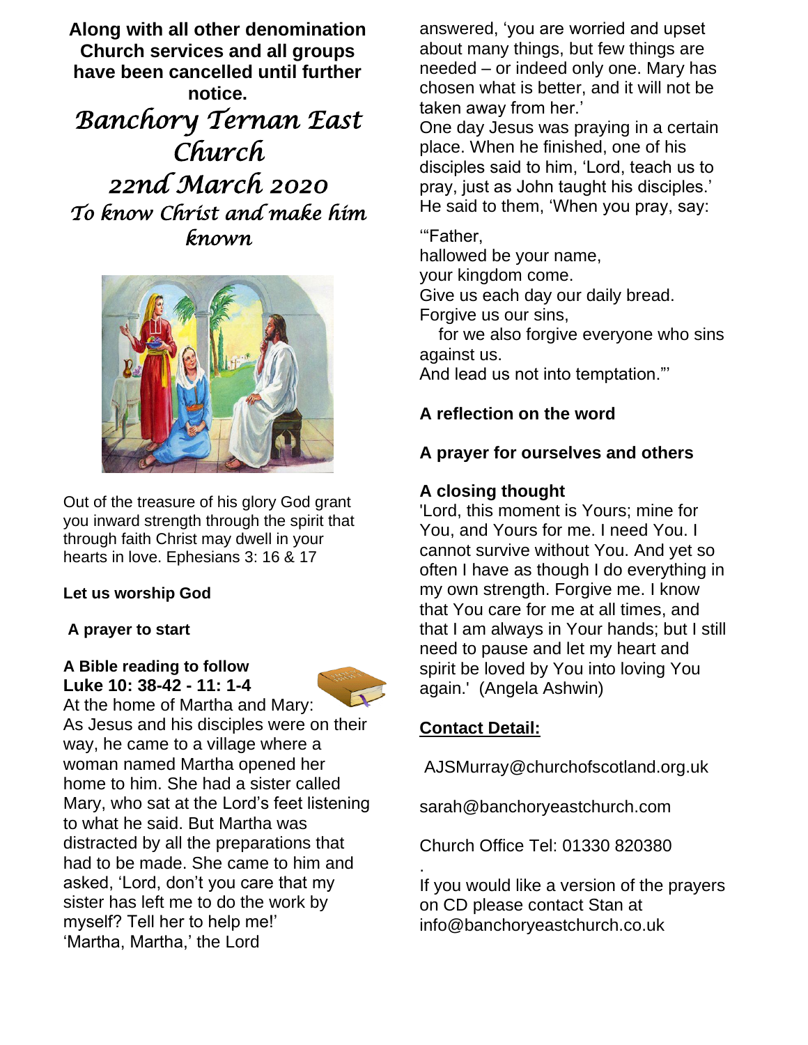**Along with all other denomination Church services and all groups have been cancelled until further notice.**

# *Banchory Ternan East Church*

## *22nd March 2020*

### *To know Christ and make him known*

Out of the treasure of his glory God grant you inward strength through the spirit that through faith Christ may dwell in your hearts in love. Ephesians 3: 16 & 17

**Let us worship God**

**A prayer to start**

**A Bible reading to follow**
**Luke 10: 38-42 - 11: 1-4**

At the home of Martha and Mary:
As Jesus and his disciples were on their way, he came to a village where a woman named Martha opened her home to him. She had a sister called Mary, who sat at the Lord's feet listening to what he said. But Martha was distracted by all the preparations that had to be made. She came to him and asked, 'Lord, don't you care that my sister has left me to do the work by myself? Tell her to help me!'
'Martha, Martha,' the Lord answered, 'you are worried and upset about many things, but few things are needed – or indeed only one. Mary has chosen what is better, and it will not be taken away from her.'
One day Jesus was praying in a certain place. When he finished, one of his disciples said to him, 'Lord, teach us to pray, just as John taught his disciples.'
He said to them, 'When you pray, say:

'"Father,
hallowed be your name,
your kingdom come.
Give us each day our daily bread.
Forgive us our sins,
for we also forgive everyone who sins against us.
And lead us not into temptation."'

**A reflection on the word**

**A prayer for ourselves and others**

**A closing thought**
'Lord, this moment is Yours; mine for You, and Yours for me. I need You. I cannot survive without You. And yet so often I have as though I do everything in my own strength. Forgive me. I know that You care for me at all times, and that I am always in Your hands; but I still need to pause and let my heart and spirit be loved by You into loving You again.' (Angela Ashwin)

**<u>Contact Detail:</u>**

AJSMurray@churchofscotland.org.uk

sarah@banchoryeastchurch.com

Church Office Tel: 01330 820380

If you would like a version of the prayers on CD please contact Stan at info@banchoryeastchurch.co.uk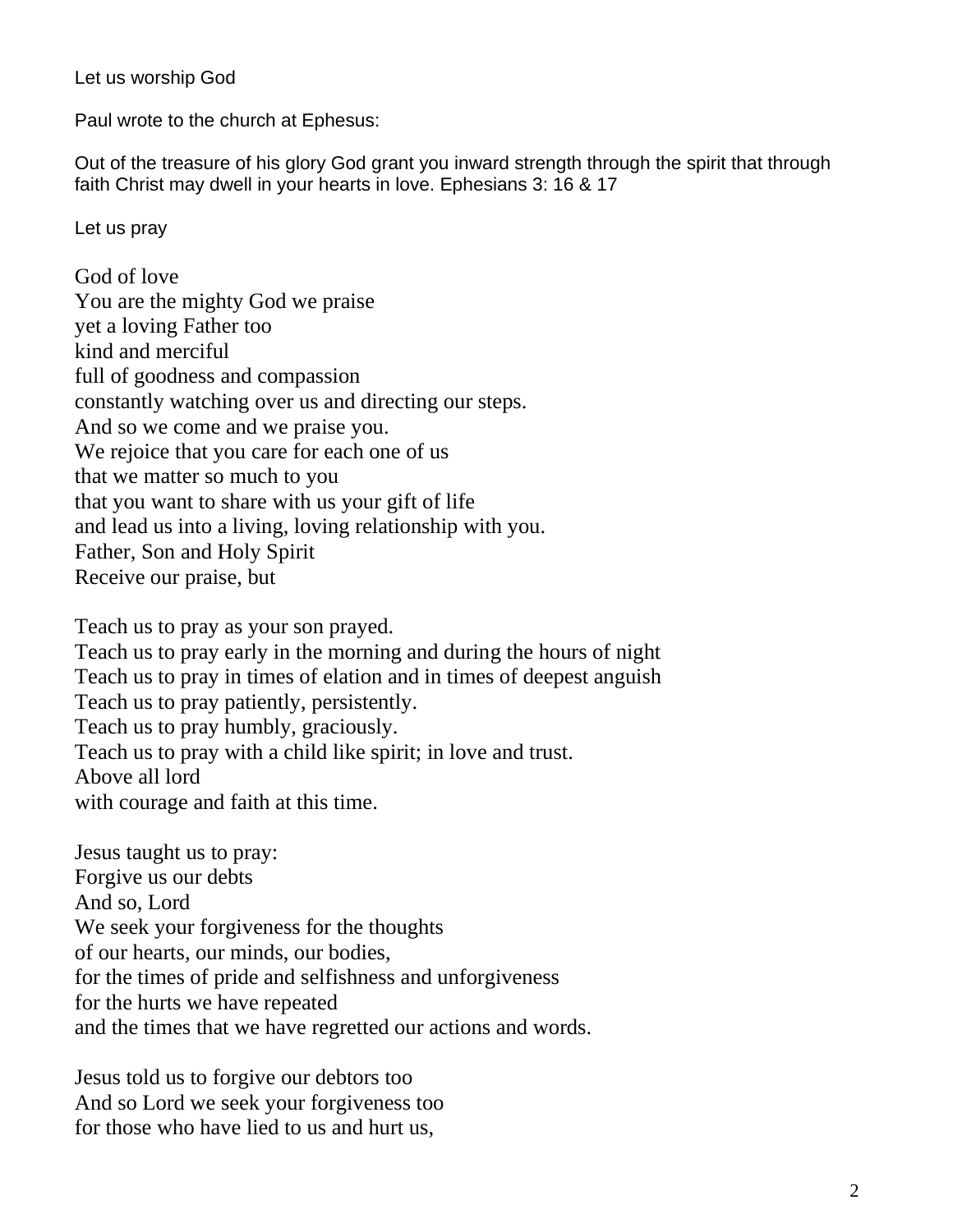Let us worship God

Paul wrote to the church at Ephesus:

Out of the treasure of his glory God grant you inward strength through the spirit that through faith Christ may dwell in your hearts in love. Ephesians 3: 16 & 17

Let us pray

God of love  
You are the mighty God we praise  
yet a loving Father too  
kind and merciful  
full of goodness and compassion  
constantly watching over us and directing our steps.  
And so we come and we praise you.  
We rejoice that you care for each one of us  
that we matter so much to you  
that you want to share with us your gift of life  
and lead us into a living, loving relationship with you.  
Father, Son and Holy Spirit  
Receive our praise, but

Teach us to pray as your son prayed.  
Teach us to pray early in the morning and during the hours of night  
Teach us to pray in times of elation and in times of deepest anguish  
Teach us to pray patiently, persistently.  
Teach us to pray humbly, graciously.  
Teach us to pray with a child like spirit; in love and trust.  
Above all lord  
with courage and faith at this time.

Jesus taught us to pray:  
Forgive us our debts  
And so, Lord  
We seek your forgiveness for the thoughts  
of our hearts, our minds, our bodies,  
for the times of pride and selfishness and unforgiveness  
for the hurts we have repeated  
and the times that we have regretted our actions and words.

Jesus told us to forgive our debtors too  
And so Lord we seek your forgiveness too  
for those who have lied to us and hurt us,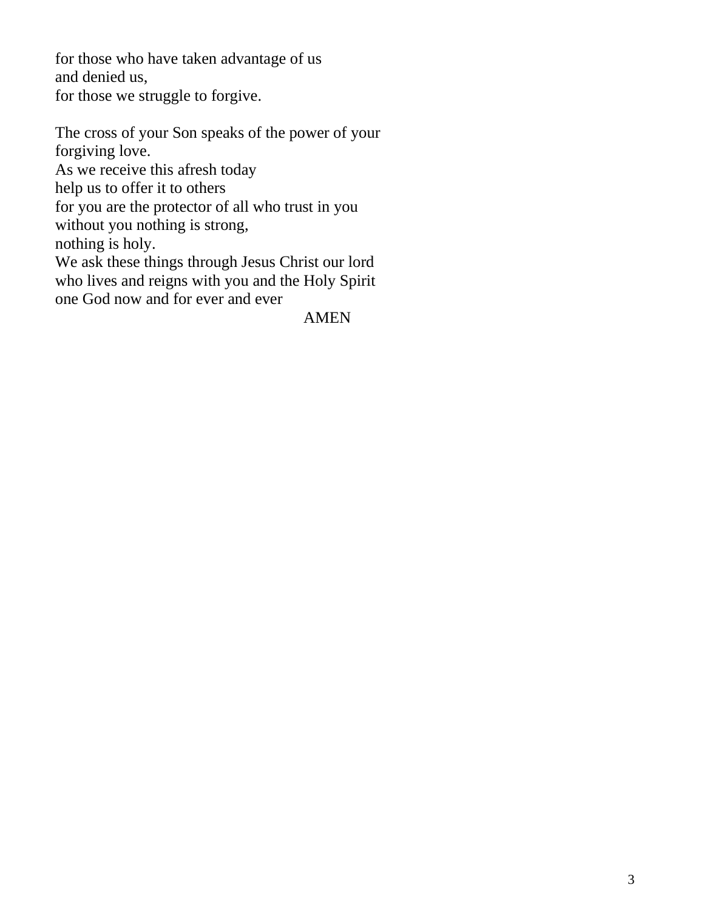for those who have taken advantage of us  
and denied us,  
for those we struggle to forgive.

The cross of your Son speaks of the power of your forgiving love.  
As we receive this afresh today  
help us to offer it to others  
for you are the protector of all who trust in you  
without you nothing is strong,  
nothing is holy.  
We ask these things through Jesus Christ our lord  
who lives and reigns with you and the Holy Spirit  
one God now and for ever and ever

AMEN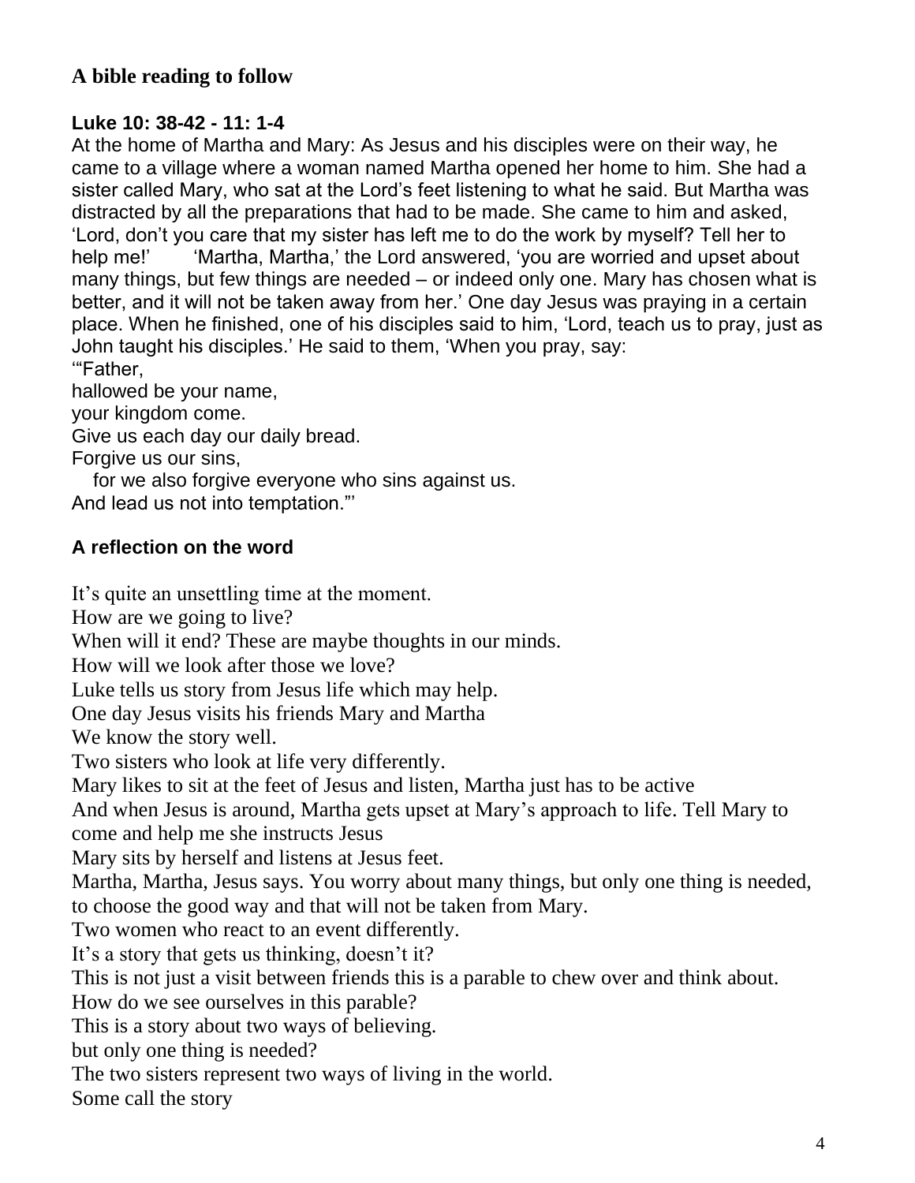### A bible reading to follow

**Luke 10: 38-42 - 11: 1-4**

At the home of Martha and Mary: As Jesus and his disciples were on their way, he came to a village where a woman named Martha opened her home to him. She had a sister called Mary, who sat at the Lord's feet listening to what he said. But Martha was distracted by all the preparations that had to be made. She came to him and asked, 'Lord, don't you care that my sister has left me to do the work by myself? Tell her to help me!' 'Martha, Martha,' the Lord answered, 'you are worried and upset about many things, but few things are needed – or indeed only one. Mary has chosen what is better, and it will not be taken away from her.' One day Jesus was praying in a certain place. When he finished, one of his disciples said to him, 'Lord, teach us to pray, just as John taught his disciples.' He said to them, 'When you pray, say:

'"Father,
hallowed be your name,
your kingdom come.
Give us each day our daily bread.
Forgive us our sins,
for we also forgive everyone who sins against us.
And lead us not into temptation."'

### A reflection on the word

It's quite an unsettling time at the moment.
How are we going to live?
When will it end? These are maybe thoughts in our minds.
How will we look after those we love?
Luke tells us story from Jesus life which may help.
One day Jesus visits his friends Mary and Martha
We know the story well.
Two sisters who look at life very differently.
Mary likes to sit at the feet of Jesus and listen, Martha just has to be active
And when Jesus is around, Martha gets upset at Mary's approach to life. Tell Mary to come and help me she instructs Jesus
Mary sits by herself and listens at Jesus feet.
Martha, Martha, Jesus says. You worry about many things, but only one thing is needed, to choose the good way and that will not be taken from Mary.
Two women who react to an event differently.
It's a story that gets us thinking, doesn't it?
This is not just a visit between friends this is a parable to chew over and think about.
How do we see ourselves in this parable?
This is a story about two ways of believing.
but only one thing is needed?
The two sisters represent two ways of living in the world.
Some call the story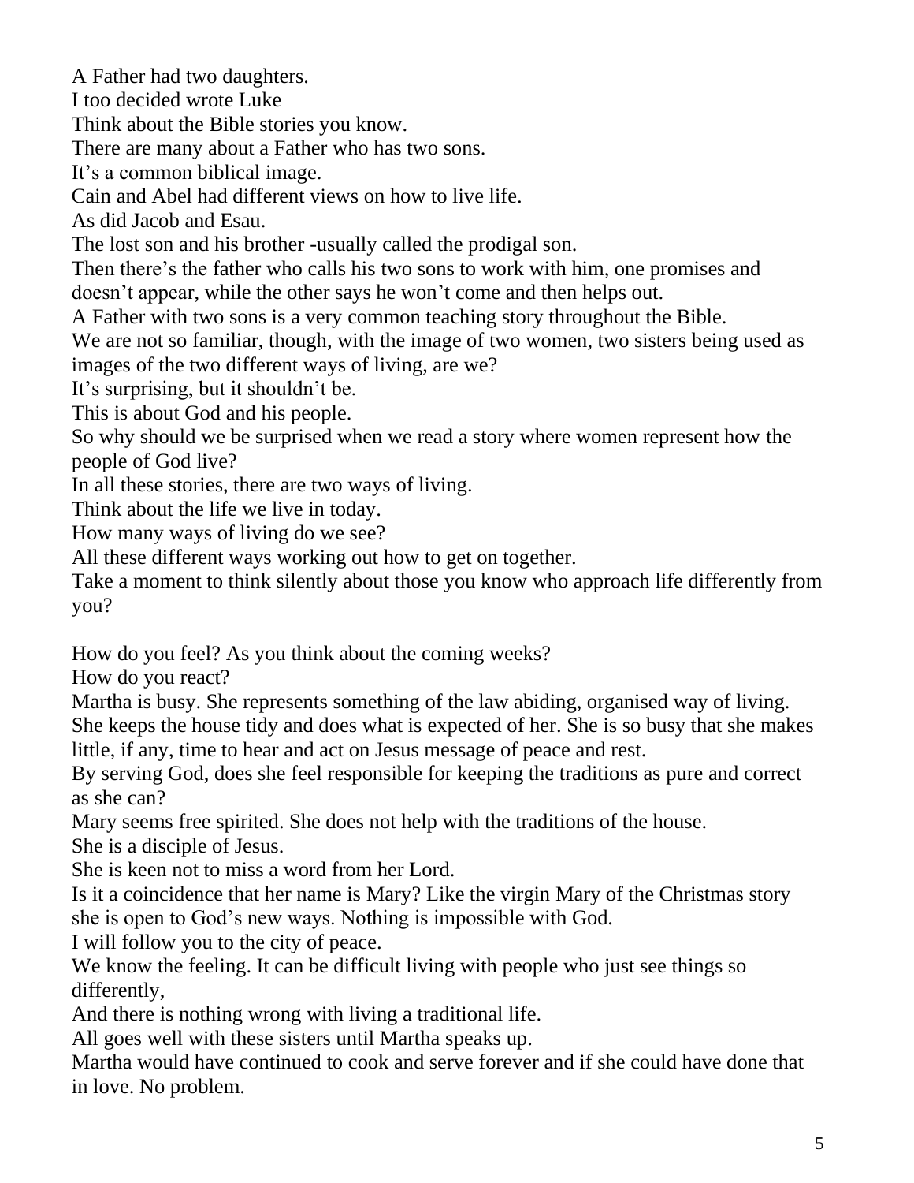A Father had two daughters.
I too decided wrote Luke
Think about the Bible stories you know.
There are many about a Father who has two sons.
It's a common biblical image.
Cain and Abel had different views on how to live life.
As did Jacob and Esau.
The lost son and his brother -usually called the prodigal son.
Then there's the father who calls his two sons to work with him, one promises and doesn't appear, while the other says he won't come and then helps out.
A Father with two sons is a very common teaching story throughout the Bible.
We are not so familiar, though, with the image of two women, two sisters being used as images of the two different ways of living, are we?
It's surprising, but it shouldn't be.
This is about God and his people.
So why should we be surprised when we read a story where women represent how the people of God live?
In all these stories, there are two ways of living.
Think about the life we live in today.
How many ways of living do we see?
All these different ways working out how to get on together.
Take a moment to think silently about those you know who approach life differently from you?

How do you feel? As you think about the coming weeks?
How do you react?
Martha is busy. She represents something of the law abiding, organised way of living. She keeps the house tidy and does what is expected of her. She is so busy that she makes little, if any, time to hear and act on Jesus message of peace and rest.
By serving God, does she feel responsible for keeping the traditions as pure and correct as she can?
Mary seems free spirited. She does not help with the traditions of the house.
She is a disciple of Jesus.
She is keen not to miss a word from her Lord.
Is it a coincidence that her name is Mary? Like the virgin Mary of the Christmas story she is open to God's new ways. Nothing is impossible with God.
I will follow you to the city of peace.
We know the feeling. It can be difficult living with people who just see things so differently,
And there is nothing wrong with living a traditional life.
All goes well with these sisters until Martha speaks up.
Martha would have continued to cook and serve forever and if she could have done that in love. No problem.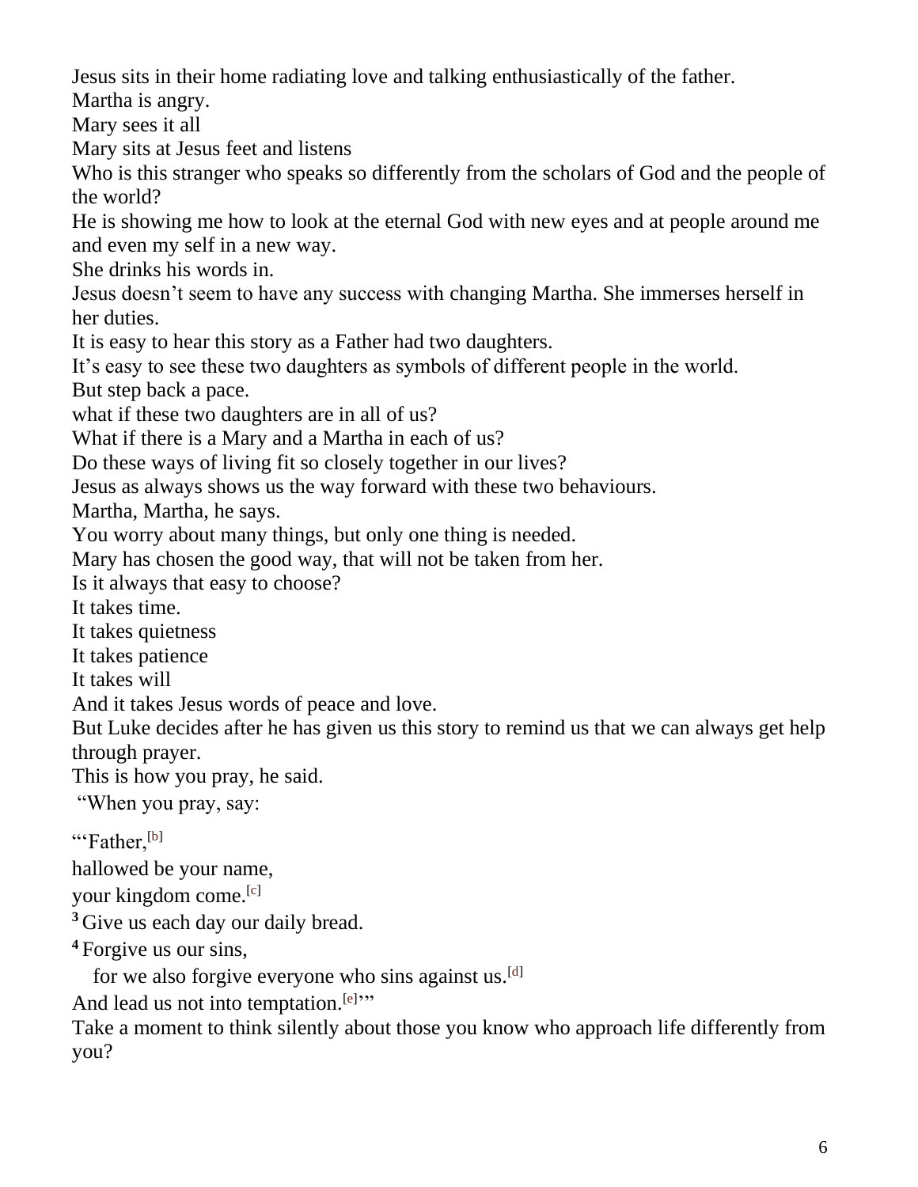Jesus sits in their home radiating love and talking enthusiastically of the father.
Martha is angry.
Mary sees it all
Mary sits at Jesus feet and listens
Who is this stranger who speaks so differently from the scholars of God and the people of the world?
He is showing me how to look at the eternal God with new eyes and at people around me and even my self in a new way.
She drinks his words in.
Jesus doesn't seem to have any success with changing Martha. She immerses herself in her duties.
It is easy to hear this story as a Father had two daughters.
It's easy to see these two daughters as symbols of different people in the world.
But step back a pace.
what if these two daughters are in all of us?
What if there is a Mary and a Martha in each of us?
Do these ways of living fit so closely together in our lives?
Jesus as always shows us the way forward with these two behaviours.
Martha, Martha, he says.
You worry about many things, but only one thing is needed.
Mary has chosen the good way, that will not be taken from her.
Is it always that easy to choose?
It takes time.
It takes quietness
It takes patience
It takes will
And it takes Jesus words of peace and love.
But Luke decides after he has given us this story to remind us that we can always get help through prayer.
This is how you pray, he said.
"When you pray, say:

"'Father,[b]

hallowed be your name,

your kingdom come.[c]

3 Give us each day our daily bread.

4 Forgive us our sins,

for we also forgive everyone who sins against us.[d]

And lead us not into temptation.[e]'"

Take a moment to think silently about those you know who approach life differently from you?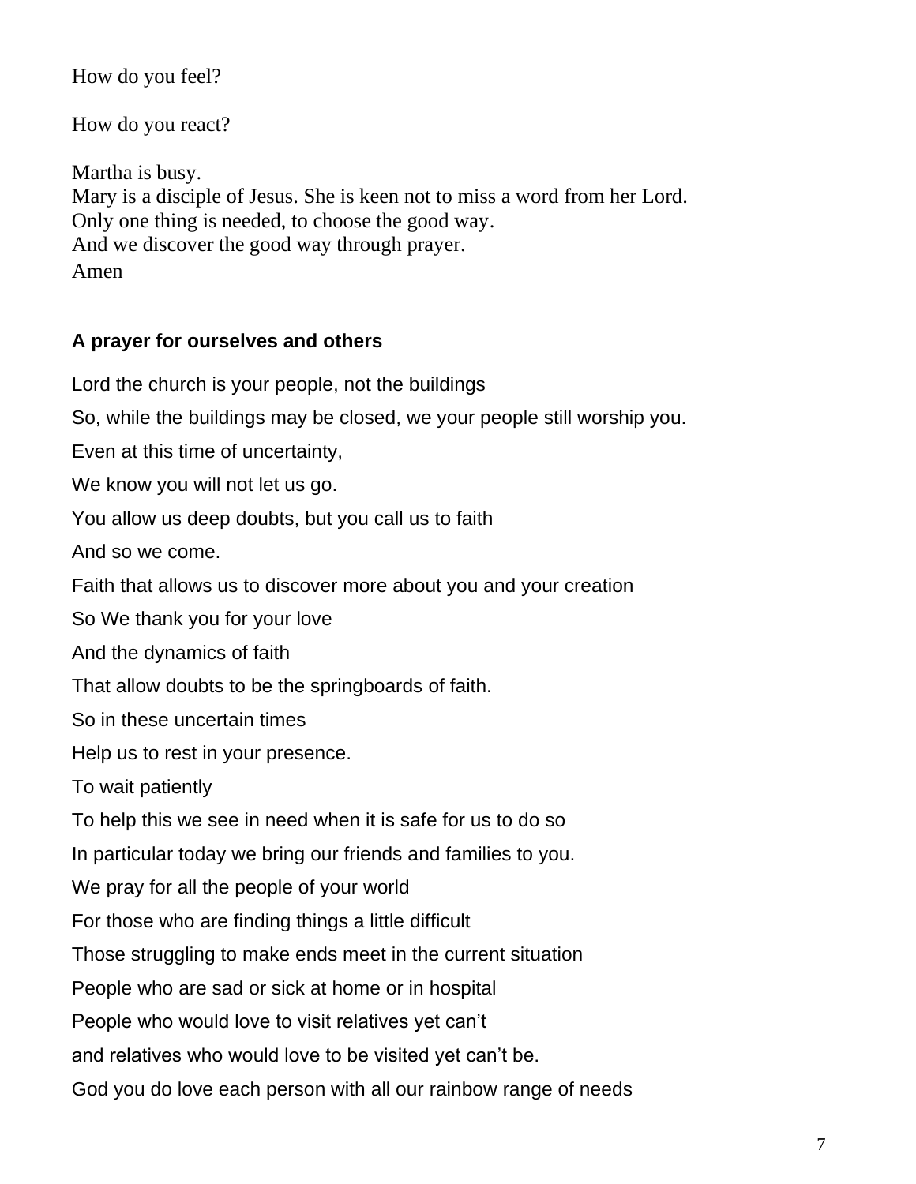How do you feel?

How do you react?

Martha is busy.
Mary is a disciple of Jesus. She is keen not to miss a word from her Lord.
Only one thing is needed, to choose the good way.
And we discover the good way through prayer.
Amen

**A prayer for ourselves and others**

Lord the church is your people, not the buildings

So, while the buildings may be closed, we your people still worship you.

Even at this time of uncertainty,

We know you will not let us go.

You allow us deep doubts, but you call us to faith

And so we come.

Faith that allows us to discover more about you and your creation

So We thank you for your love

And the dynamics of faith

That allow doubts to be the springboards of faith.

So in these uncertain times

Help us to rest in your presence.

To wait patiently

To help this we see in need when it is safe for us to do so

In particular today we bring our friends and families to you.

We pray for all the people of your world

For those who are finding things a little difficult

Those struggling to make ends meet in the current situation

People who are sad or sick at home or in hospital

People who would love to visit relatives yet can't

and relatives who would love to be visited yet can't be.

God you do love each person with all our rainbow range of needs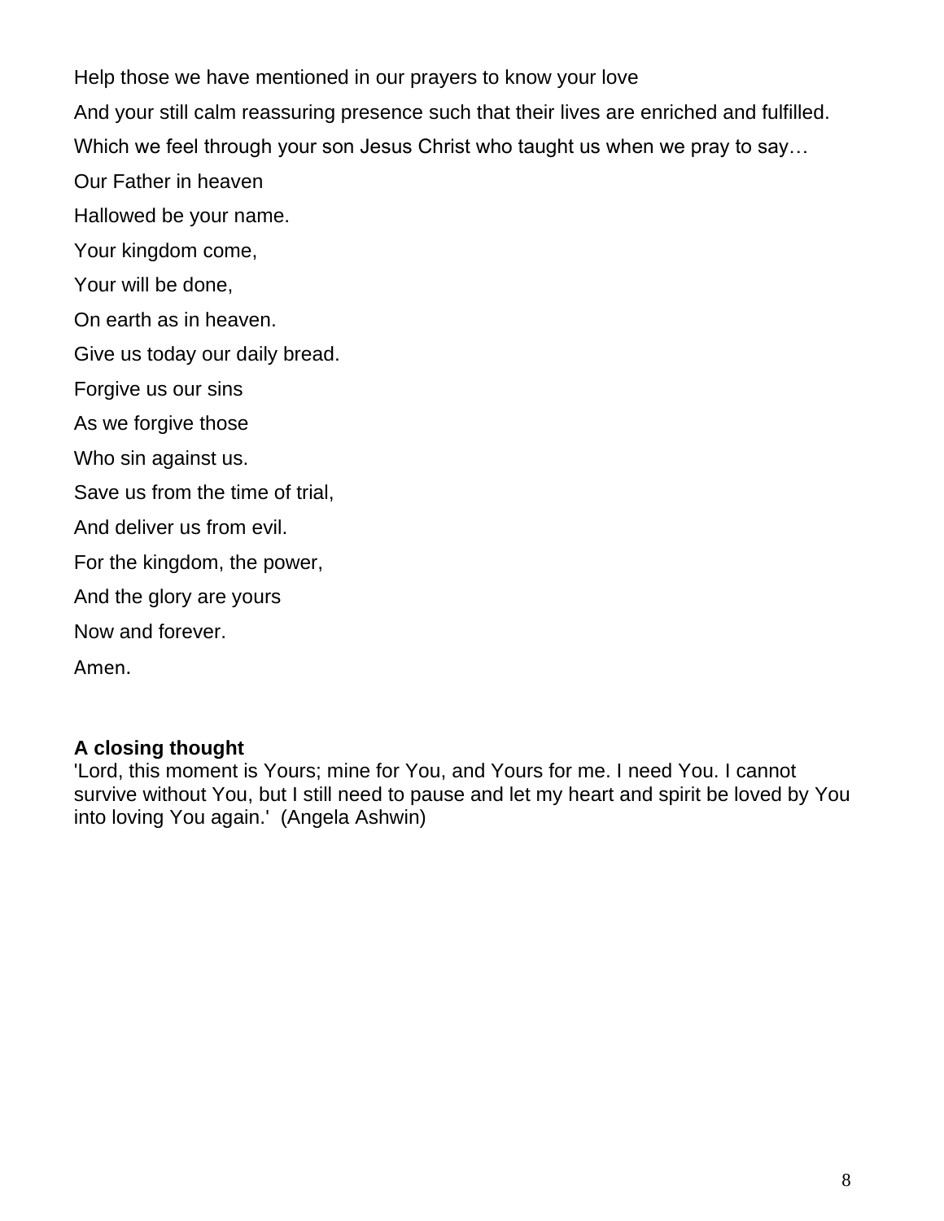Help those we have mentioned in our prayers to know your love

And your still calm reassuring presence such that their lives are enriched and fulfilled.

Which we feel through your son Jesus Christ who taught us when we pray to say…

Our Father in heaven

Hallowed be your name.

Your kingdom come,

Your will be done,

On earth as in heaven.

Give us today our daily bread.

Forgive us our sins

As we forgive those

Who sin against us.

Save us from the time of trial,

And deliver us from evil.

For the kingdom, the power,

And the glory are yours

Now and forever.

Amen.

**A closing thought**

'Lord, this moment is Yours; mine for You, and Yours for me. I need You. I cannot survive without You, but I still need to pause and let my heart and spirit be loved by You into loving You again.' (Angela Ashwin)